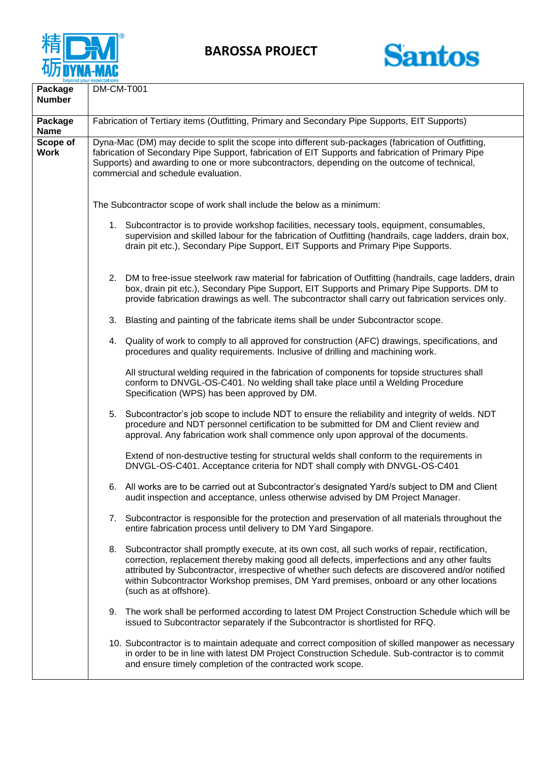# BAROSSA PROJECT

| Package Number | DM-CM-T001 |
| --- | --- |
| Package Name | Fabrication of Tertiary items (Outfitting, Primary and Secondary Pipe Supports, EIT Supports) |
| Scope of Work | Dyna-Mac (DM) may decide to split the scope into different sub-packages (fabrication of Outfitting, fabrication of Secondary Pipe Support, fabrication of EIT Supports and fabrication of Primary Pipe Supports) and awarding to one or more subcontractors, depending on the outcome of technical, commercial and schedule evaluation.<br><br>The Subcontractor scope of work shall include the below as a minimum:<br><br>1. Subcontractor is to provide workshop facilities, necessary tools, equipment, consumables, supervision and skilled labour for the fabrication of Outfitting (handrails, cage ladders, drain box, drain pit etc.), Secondary Pipe Support, EIT Supports and Primary Pipe Supports.<br><br>2. DM to free-issue steelwork raw material for fabrication of Outfitting (handrails, cage ladders, drain box, drain pit etc.), Secondary Pipe Support, EIT Supports and Primary Pipe Supports. DM to provide fabrication drawings as well. The subcontractor shall carry out fabrication services only.<br><br>3. Blasting and painting of the fabricate items shall be under Subcontractor scope.<br><br>4. Quality of work to comply to all approved for construction (AFC) drawings, specifications, and procedures and quality requirements. Inclusive of drilling and machining work.<br><br>All structural welding required in the fabrication of components for topside structures shall conform to DNVGL-OS-C401. No welding shall take place until a Welding Procedure Specification (WPS) has been approved by DM.<br><br>5. Subcontractor's job scope to include NDT to ensure the reliability and integrity of welds. NDT procedure and NDT personnel certification to be submitted for DM and Client review and approval. Any fabrication work shall commence only upon approval of the documents.<br><br>Extend of non-destructive testing for structural welds shall conform to the requirements in DNVGL-OS-C401. Acceptance criteria for NDT shall comply with DNVGL-OS-C401<br><br>6. All works are to be carried out at Subcontractor's designated Yard/s subject to DM and Client audit inspection and acceptance, unless otherwise advised by DM Project Manager.<br><br>7. Subcontractor is responsible for the protection and preservation of all materials throughout the entire fabrication process until delivery to DM Yard Singapore.<br><br>8. Subcontractor shall promptly execute, at its own cost, all such works of repair, rectification, correction, replacement thereby making good all defects, imperfections and any other faults attributed by Subcontractor, irrespective of whether such defects are discovered and/or notified within Subcontractor Workshop premises, DM Yard premises, onboard or any other locations (such as at offshore).<br><br>9. The work shall be performed according to latest DM Project Construction Schedule which will be issued to Subcontractor separately if the Subcontractor is shortlisted for RFQ.<br><br>10. Subcontractor is to maintain adequate and correct composition of skilled manpower as necessary in order to be in line with latest DM Project Construction Schedule. Sub-contractor is to commit and ensure timely completion of the contracted work scope. |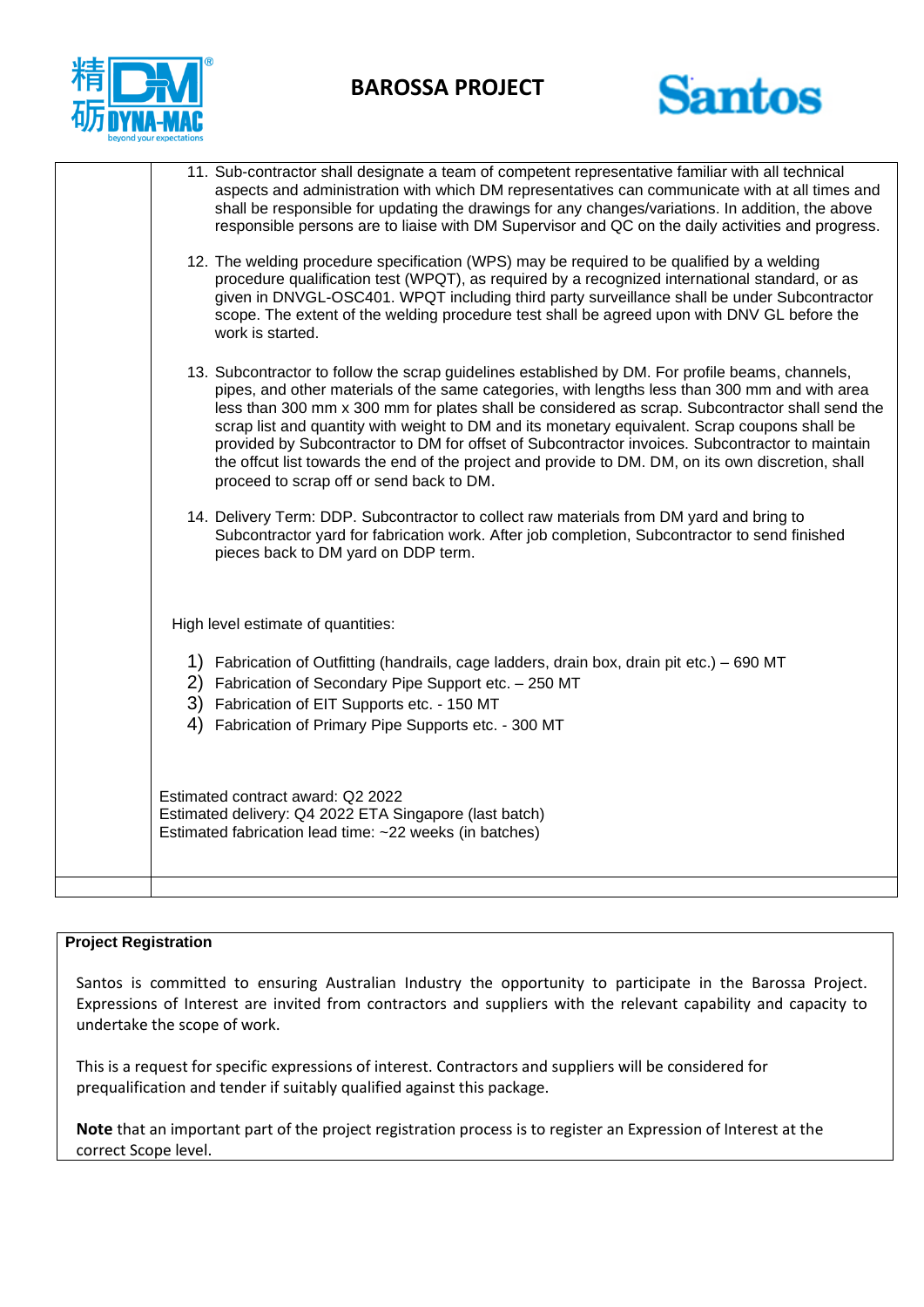11. Sub-contractor shall designate a team of competent representative familiar with all technical aspects and administration with which DM representatives can communicate with at all times and shall be responsible for updating the drawings for any changes/variations. In addition, the above responsible persons are to liaise with DM Supervisor and QC on the daily activities and progress.

12. The welding procedure specification (WPS) may be required to be qualified by a welding procedure qualification test (WPQT), as required by a recognized international standard, or as given in DNVGL-OSC401. WPQT including third party surveillance shall be under Subcontractor scope. The extent of the welding procedure test shall be agreed upon with DNV GL before the work is started.

13. Subcontractor to follow the scrap guidelines established by DM. For profile beams, channels, pipes, and other materials of the same categories, with lengths less than 300 mm and with area less than 300 mm x 300 mm for plates shall be considered as scrap. Subcontractor shall send the scrap list and quantity with weight to DM and its monetary equivalent. Scrap coupons shall be provided by Subcontractor to DM for offset of Subcontractor invoices. Subcontractor to maintain the offcut list towards the end of the project and provide to DM. DM, on its own discretion, shall proceed to scrap off or send back to DM.

14. Delivery Term: DDP. Subcontractor to collect raw materials from DM yard and bring to Subcontractor yard for fabrication work. After job completion, Subcontractor to send finished pieces back to DM yard on DDP term.

High level estimate of quantities:

1) Fabrication of Outfitting (handrails, cage ladders, drain box, drain pit etc.) – 690 MT
2) Fabrication of Secondary Pipe Support etc. – 250 MT
3) Fabrication of EIT Supports etc. - 150 MT
4) Fabrication of Primary Pipe Supports etc. - 300 MT

Estimated contract award: Q2 2022
Estimated delivery: Q4 2022 ETA Singapore (last batch)
Estimated fabrication lead time: ~22 weeks (in batches)

**Project Registration**

Santos is committed to ensuring Australian Industry the opportunity to participate in the Barossa Project. Expressions of Interest are invited from contractors and suppliers with the relevant capability and capacity to undertake the scope of work.

This is a request for specific expressions of interest. Contractors and suppliers will be considered for prequalification and tender if suitably qualified against this package.

**Note** that an important part of the project registration process is to register an Expression of Interest at the correct Scope level.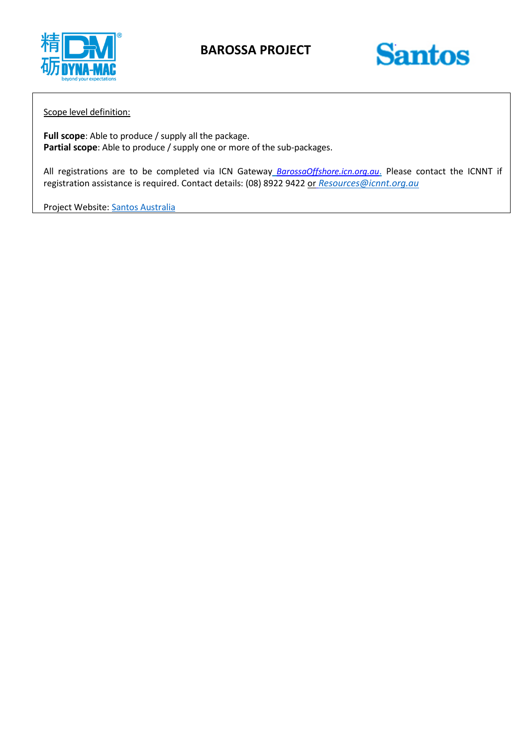BARROSSA PROJECT

Scope level definition:

**Full scope**: Able to produce / supply all the package.
**Partial scope**: Able to produce / supply one or more of the sub-packages.

All registrations are to be completed via ICN Gateway *BarossaOffshore.icn.org.au*. Please contact the ICNNT if registration assistance is required. Contact details: (08) 8922 9422 or *Resources@icnnt.org.au*

Project Website: Santos Australia

BAROSSA PROJECT

Scope level definition:

**Full scope**: Able to produce / supply all the package.
**Partial scope**: Able to produce / supply one or more of the sub-packages.

All registrations are to be completed via ICN Gateway *BarossaOffshore.icn.org.au*. Please contact the ICNNT if registration assistance is required. Contact details: (08) 8922 9422 or *Resources@icnnt.org.au*

Project Website: Santos Australia